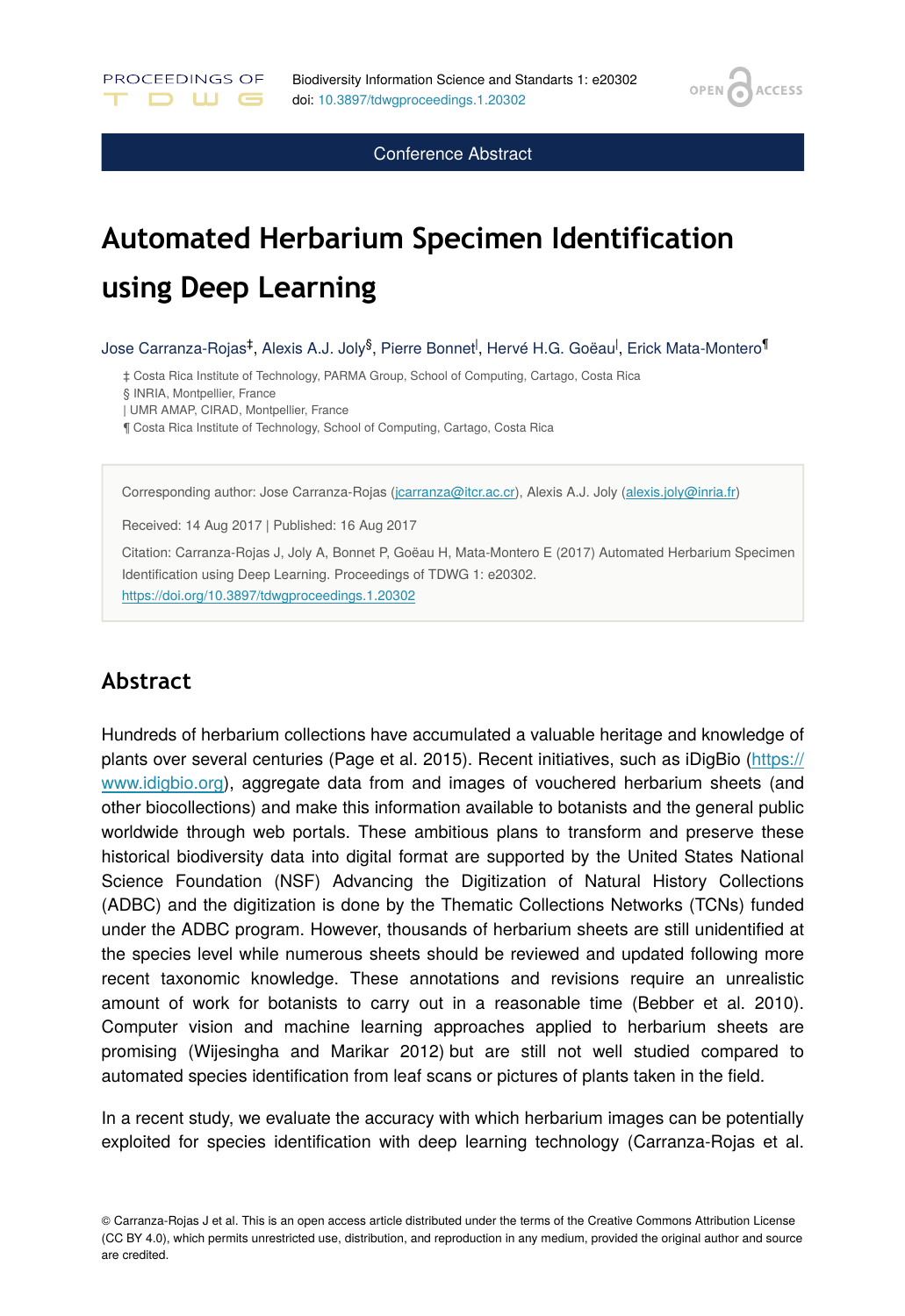Conference Abstract

# Automated Herbarium Specimen Identification using Deep Learning

Jose Carranza-Rojas[‡], Alexis A.J. Joly[§], Pierre Bonnet[|], Hervé H.G. Goëau[|], Erick Mata-Montero[¶]

‡ Costa Rica Institute of Technology, PARMA Group, School of Computing, Cartago, Costa Rica
§ INRIA, Montpellier, France
| UMR AMAP, CIRAD, Montpellier, France
¶ Costa Rica Institute of Technology, School of Computing, Cartago, Costa Rica

Corresponding author: Jose Carranza-Rojas (jcarranza@itcr.ac.cr), Alexis A.J. Joly (alexis.joly@inria.fr)

Received: 14 Aug 2017 | Published: 16 Aug 2017

Citation: Carranza-Rojas J, Joly A, Bonnet P, Goëau H, Mata-Montero E (2017) Automated Herbarium Specimen Identification using Deep Learning. Proceedings of TDWG 1: e20302.
https://doi.org/10.3897/tdwgproceedings.1.20302

## Abstract

Hundreds of herbarium collections have accumulated a valuable heritage and knowledge of plants over several centuries (Page et al. 2015). Recent initiatives, such as iDigBio (https://www.idigbio.org), aggregate data from and images of vouchered herbarium sheets (and other biocollections) and make this information available to botanists and the general public worldwide through web portals. These ambitious plans to transform and preserve these historical biodiversity data into digital format are supported by the United States National Science Foundation (NSF) Advancing the Digitization of Natural History Collections (ADBC) and the digitization is done by the Thematic Collections Networks (TCNs) funded under the ADBC program. However, thousands of herbarium sheets are still unidentified at the species level while numerous sheets should be reviewed and updated following more recent taxonomic knowledge. These annotations and revisions require an unrealistic amount of work for botanists to carry out in a reasonable time (Bebber et al. 2010). Computer vision and machine learning approaches applied to herbarium sheets are promising (Wijesingha and Marikar 2012) but are still not well studied compared to automated species identification from leaf scans or pictures of plants taken in the field.

In a recent study, we evaluate the accuracy with which herbarium images can be potentially exploited for species identification with deep learning technology (Carranza-Rojas et al.

© Carranza-Rojas J et al. This is an open access article distributed under the terms of the Creative Commons Attribution License (CC BY 4.0), which permits unrestricted use, distribution, and reproduction in any medium, provided the original author and source are credited.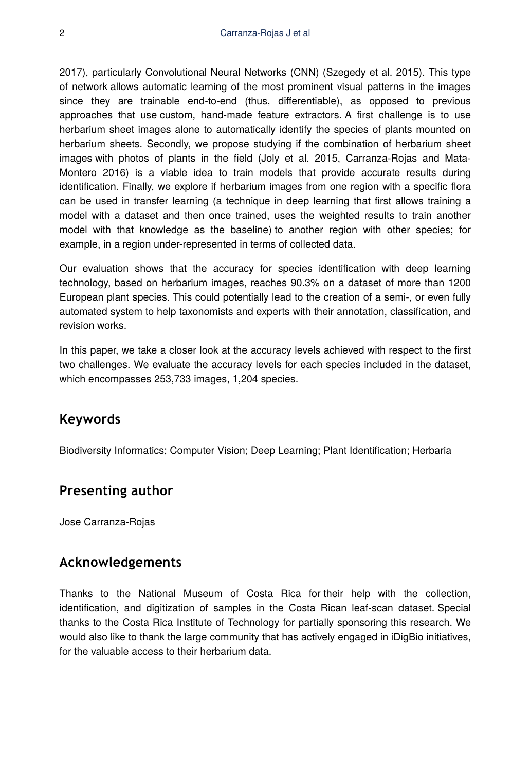2017), particularly Convolutional Neural Networks (CNN) (Szegedy et al. 2015). This type of network allows automatic learning of the most prominent visual patterns in the images since they are trainable end-to-end (thus, differentiable), as opposed to previous approaches that use custom, hand-made feature extractors. A first challenge is to use herbarium sheet images alone to automatically identify the species of plants mounted on herbarium sheets. Secondly, we propose studying if the combination of herbarium sheet images with photos of plants in the field (Joly et al. 2015, Carranza-Rojas and Mata-Montero 2016) is a viable idea to train models that provide accurate results during identification. Finally, we explore if herbarium images from one region with a specific flora can be used in transfer learning (a technique in deep learning that first allows training a model with a dataset and then once trained, uses the weighted results to train another model with that knowledge as the baseline) to another region with other species; for example, in a region under-represented in terms of collected data.

Our evaluation shows that the accuracy for species identification with deep learning technology, based on herbarium images, reaches 90.3% on a dataset of more than 1200 European plant species. This could potentially lead to the creation of a semi-, or even fully automated system to help taxonomists and experts with their annotation, classification, and revision works.

In this paper, we take a closer look at the accuracy levels achieved with respect to the first two challenges. We evaluate the accuracy levels for each species included in the dataset, which encompasses 253,733 images, 1,204 species.

## Keywords

Biodiversity Informatics; Computer Vision; Deep Learning; Plant Identification; Herbaria

## Presenting author

Jose Carranza-Rojas

## Acknowledgements

Thanks to the National Museum of Costa Rica for their help with the collection, identification, and digitization of samples in the Costa Rican leaf-scan dataset. Special thanks to the Costa Rica Institute of Technology for partially sponsoring this research. We would also like to thank the large community that has actively engaged in iDigBio initiatives, for the valuable access to their herbarium data.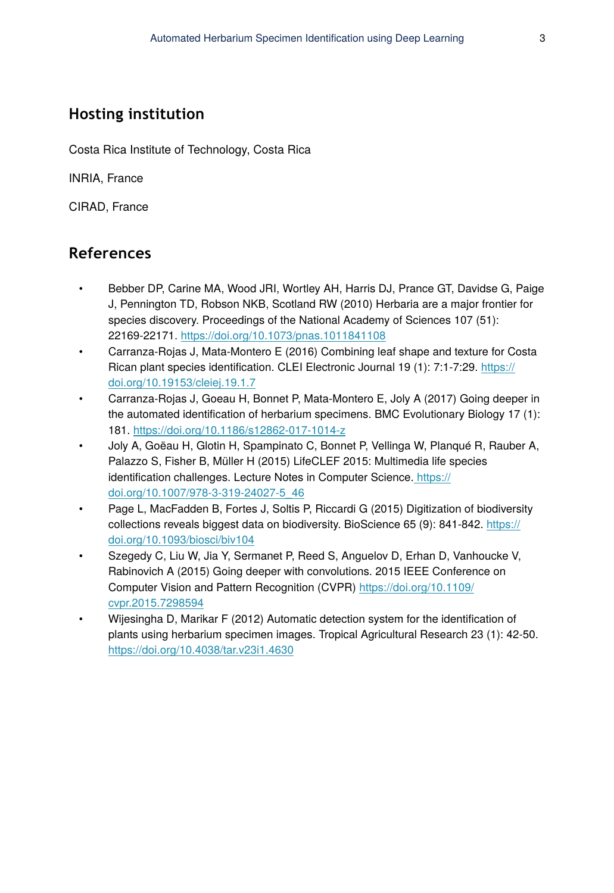## Hosting institution

Costa Rica Institute of Technology, Costa Rica

INRIA, France

CIRAD, France

## References

- Bebber DP, Carine MA, Wood JRI, Wortley AH, Harris DJ, Prance GT, Davidse G, Paige J, Pennington TD, Robson NKB, Scotland RW (2010) Herbaria are a major frontier for species discovery. Proceedings of the National Academy of Sciences 107 (51): 22169-22171. https://doi.org/10.1073/pnas.1011841108
- Carranza-Rojas J, Mata-Montero E (2016) Combining leaf shape and texture for Costa Rican plant species identification. CLEI Electronic Journal 19 (1): 7:1-7:29. https://doi.org/10.19153/cleiej.19.1.7
- Carranza-Rojas J, Goeau H, Bonnet P, Mata-Montero E, Joly A (2017) Going deeper in the automated identification of herbarium specimens. BMC Evolutionary Biology 17 (1): 181. https://doi.org/10.1186/s12862-017-1014-z
- Joly A, Goëau H, Glotin H, Spampinato C, Bonnet P, Vellinga W, Planqué R, Rauber A, Palazzo S, Fisher B, Müller H (2015) LifeCLEF 2015: Multimedia life species identification challenges. Lecture Notes in Computer Science. https://doi.org/10.1007/978-3-319-24027-5_46
- Page L, MacFadden B, Fortes J, Soltis P, Riccardi G (2015) Digitization of biodiversity collections reveals biggest data on biodiversity. BioScience 65 (9): 841-842. https://doi.org/10.1093/biosci/biv104
- Szegedy C, Liu W, Jia Y, Sermanet P, Reed S, Anguelov D, Erhan D, Vanhoucke V, Rabinovich A (2015) Going deeper with convolutions. 2015 IEEE Conference on Computer Vision and Pattern Recognition (CVPR) https://doi.org/10.1109/cvpr.2015.7298594
- Wijesingha D, Marikar F (2012) Automatic detection system for the identification of plants using herbarium specimen images. Tropical Agricultural Research 23 (1): 42-50. https://doi.org/10.4038/tar.v23i1.4630